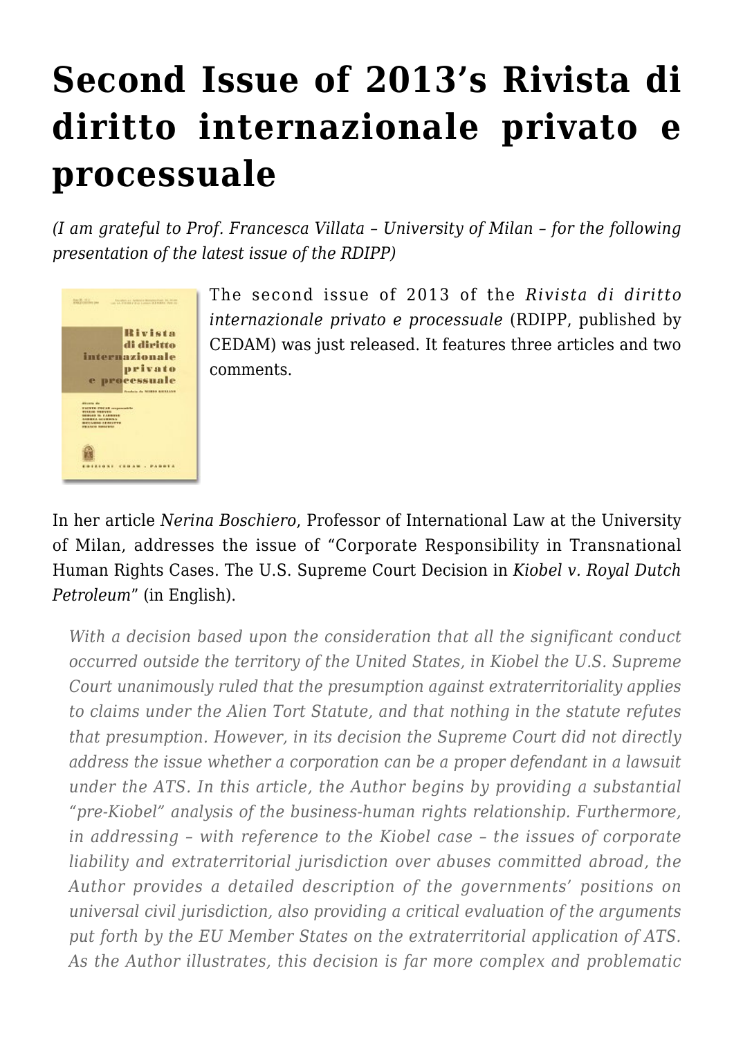# Second Issue of 2013's Rivista di diritto internazionale privato e processuale

*(I am grateful to Prof. Francesca Villata – University of Milan – for the following presentation of the latest issue of the RDIPP)*

The second issue of 2013 of the *Rivista di diritto internazionale privato e processuale* (RDIPP, published by CEDAM) was just released. It features three articles and two comments.

In her article *Nerina Boschiero*, Professor of International Law at the University of Milan, addresses the issue of "Corporate Responsibility in Transnational Human Rights Cases. The U.S. Supreme Court Decision in *Kiobel v. Royal Dutch Petroleum*" (in English).

> *With a decision based upon the consideration that all the significant conduct occurred outside the territory of the United States, in Kiobel the U.S. Supreme Court unanimously ruled that the presumption against extraterritoriality applies to claims under the Alien Tort Statute, and that nothing in the statute refutes that presumption. However, in its decision the Supreme Court did not directly address the issue whether a corporation can be a proper defendant in a lawsuit under the ATS. In this article, the Author begins by providing a substantial "pre-Kiobel" analysis of the business-human rights relationship. Furthermore, in addressing – with reference to the Kiobel case – the issues of corporate liability and extraterritorial jurisdiction over abuses committed abroad, the Author provides a detailed description of the governments' positions on universal civil jurisdiction, also providing a critical evaluation of the arguments put forth by the EU Member States on the extraterritorial application of ATS. As the Author illustrates, this decision is far more complex and problematic*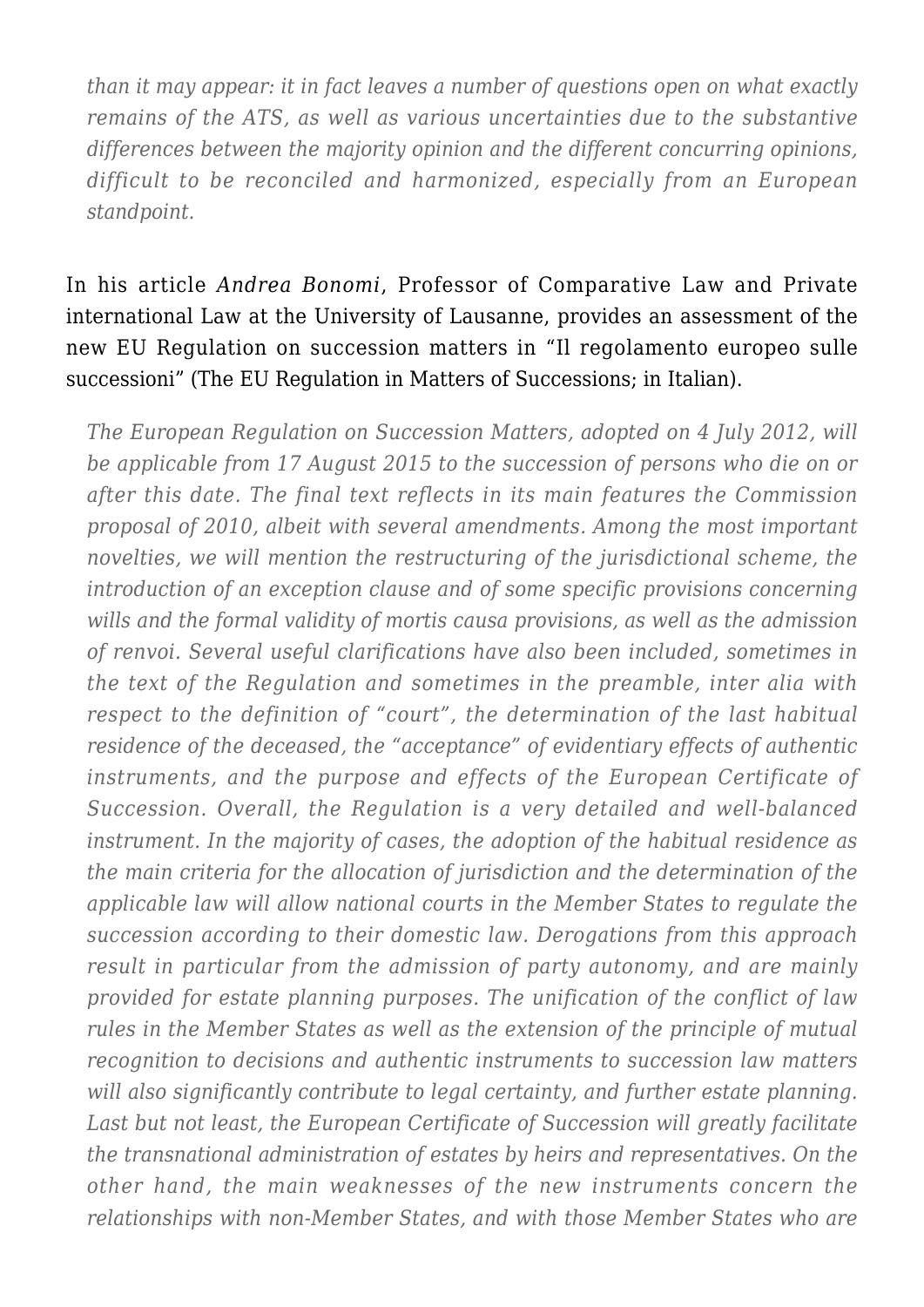*than it may appear: it in fact leaves a number of questions open on what exactly remains of the ATS, as well as various uncertainties due to the substantive differences between the majority opinion and the different concurring opinions, difficult to be reconciled and harmonized, especially from an European standpoint.*

In his article *Andrea Bonomi*, Professor of Comparative Law and Private international Law at the University of Lausanne, provides an assessment of the new EU Regulation on succession matters in "Il regolamento europeo sulle successioni" (The EU Regulation in Matters of Successions; in Italian).

*The European Regulation on Succession Matters, adopted on 4 July 2012, will be applicable from 17 August 2015 to the succession of persons who die on or after this date. The final text reflects in its main features the Commission proposal of 2010, albeit with several amendments. Among the most important novelties, we will mention the restructuring of the jurisdictional scheme, the introduction of an exception clause and of some specific provisions concerning wills and the formal validity of mortis causa provisions, as well as the admission of renvoi. Several useful clarifications have also been included, sometimes in the text of the Regulation and sometimes in the preamble, inter alia with respect to the definition of "court", the determination of the last habitual residence of the deceased, the "acceptance" of evidentiary effects of authentic instruments, and the purpose and effects of the European Certificate of Succession. Overall, the Regulation is a very detailed and well-balanced instrument. In the majority of cases, the adoption of the habitual residence as the main criteria for the allocation of jurisdiction and the determination of the applicable law will allow national courts in the Member States to regulate the succession according to their domestic law. Derogations from this approach result in particular from the admission of party autonomy, and are mainly provided for estate planning purposes. The unification of the conflict of law rules in the Member States as well as the extension of the principle of mutual recognition to decisions and authentic instruments to succession law matters will also significantly contribute to legal certainty, and further estate planning. Last but not least, the European Certificate of Succession will greatly facilitate the transnational administration of estates by heirs and representatives. On the other hand, the main weaknesses of the new instruments concern the relationships with non-Member States, and with those Member States who are*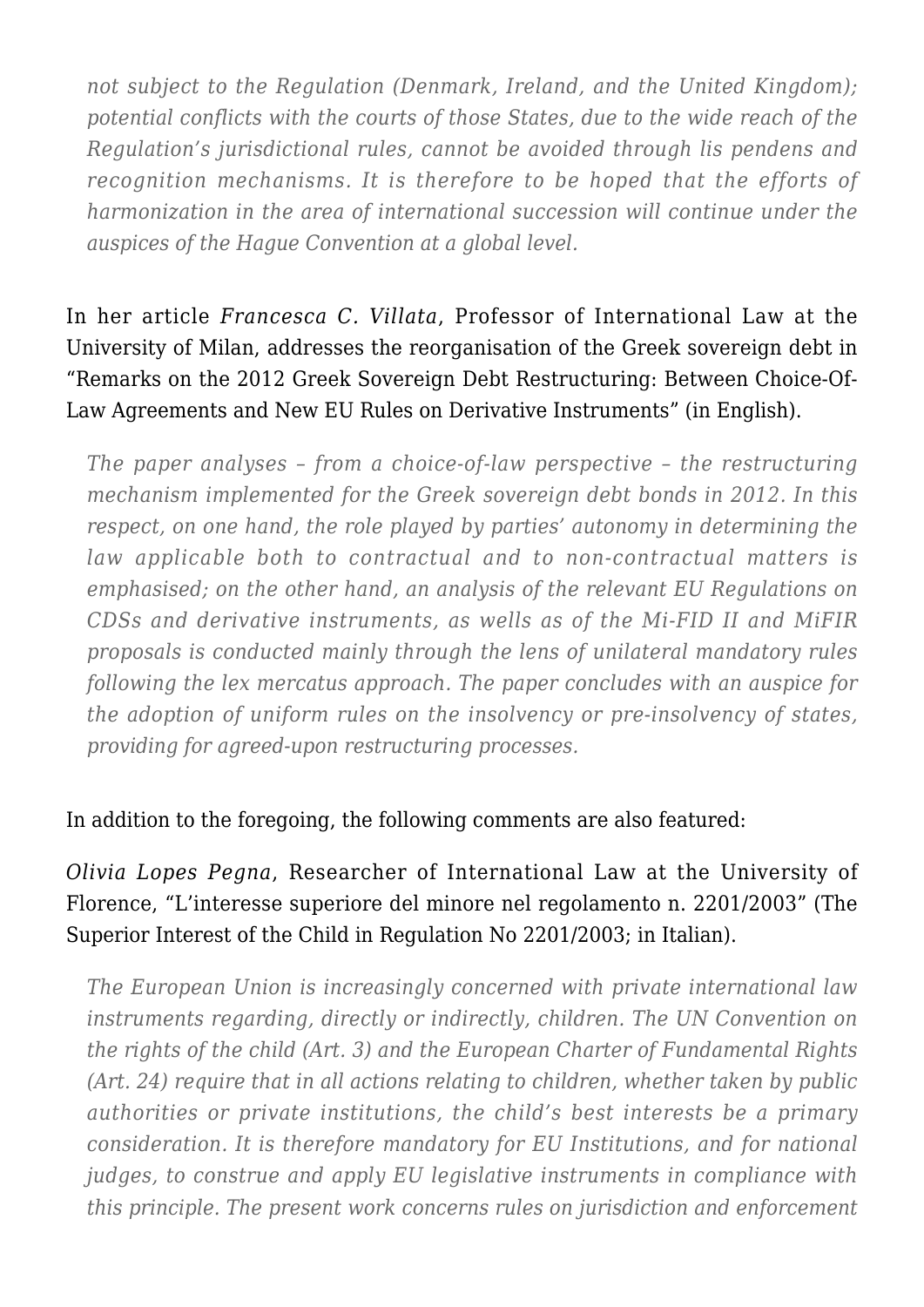*not subject to the Regulation (Denmark, Ireland, and the United Kingdom); potential conflicts with the courts of those States, due to the wide reach of the Regulation's jurisdictional rules, cannot be avoided through lis pendens and recognition mechanisms. It is therefore to be hoped that the efforts of harmonization in the area of international succession will continue under the auspices of the Hague Convention at a global level.*

In her article *Francesca C. Villata*, Professor of International Law at the University of Milan, addresses the reorganisation of the Greek sovereign debt in "Remarks on the 2012 Greek Sovereign Debt Restructuring: Between Choice-Of-Law Agreements and New EU Rules on Derivative Instruments" (in English).

*The paper analyses – from a choice-of-law perspective – the restructuring mechanism implemented for the Greek sovereign debt bonds in 2012. In this respect, on one hand, the role played by parties' autonomy in determining the law applicable both to contractual and to non-contractual matters is emphasised; on the other hand, an analysis of the relevant EU Regulations on CDSs and derivative instruments, as wells as of the Mi-FID II and MiFIR proposals is conducted mainly through the lens of unilateral mandatory rules following the lex mercatus approach. The paper concludes with an auspice for the adoption of uniform rules on the insolvency or pre-insolvency of states, providing for agreed-upon restructuring processes.*

In addition to the foregoing, the following comments are also featured:

*Olivia Lopes Pegna*, Researcher of International Law at the University of Florence, "L'interesse superiore del minore nel regolamento n. 2201/2003" (The Superior Interest of the Child in Regulation No 2201/2003; in Italian).

*The European Union is increasingly concerned with private international law instruments regarding, directly or indirectly, children. The UN Convention on the rights of the child (Art. 3) and the European Charter of Fundamental Rights (Art. 24) require that in all actions relating to children, whether taken by public authorities or private institutions, the child's best interests be a primary consideration. It is therefore mandatory for EU Institutions, and for national judges, to construe and apply EU legislative instruments in compliance with this principle. The present work concerns rules on jurisdiction and enforcement*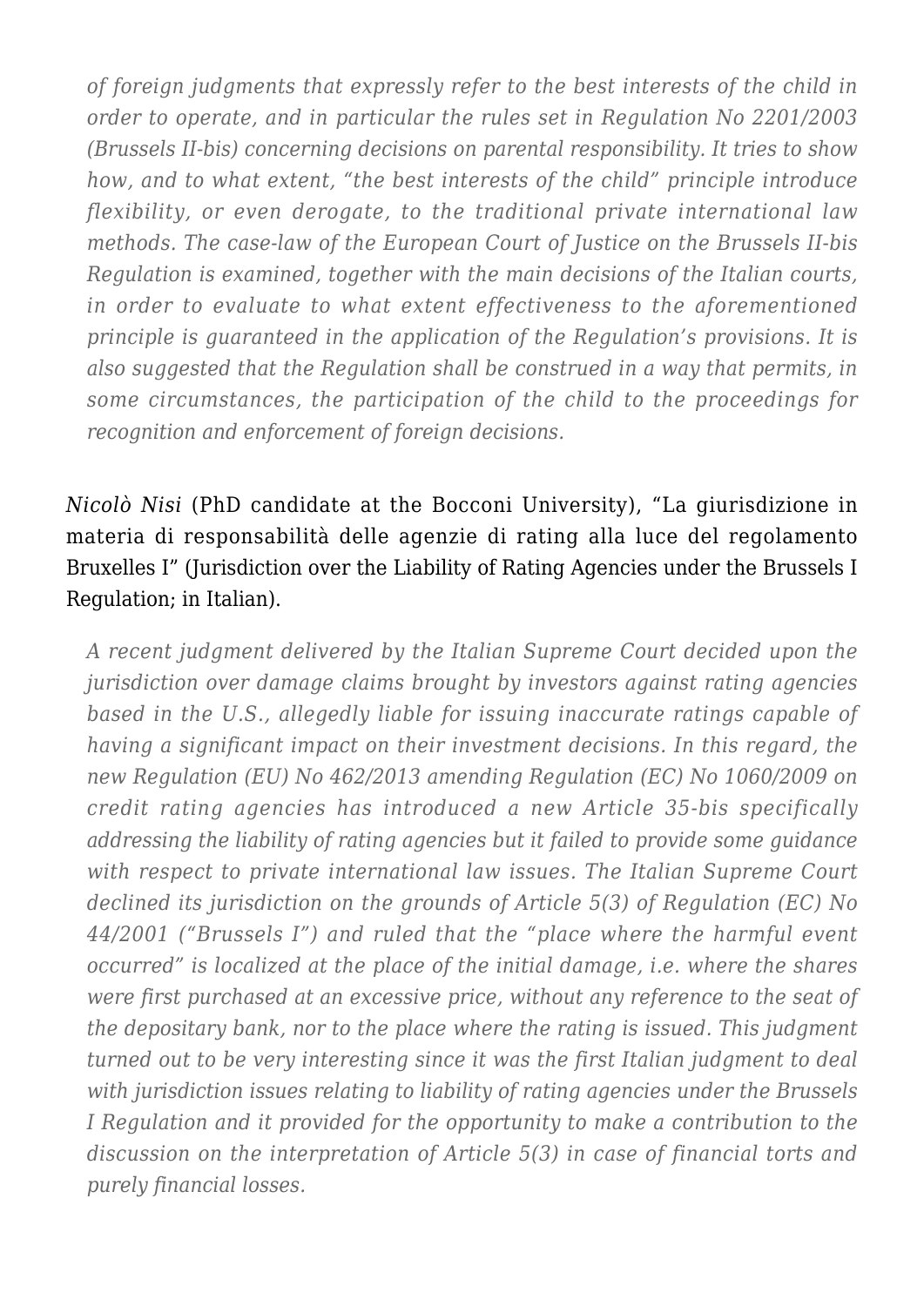*of foreign judgments that expressly refer to the best interests of the child in order to operate, and in particular the rules set in Regulation No 2201/2003 (Brussels II-bis) concerning decisions on parental responsibility. It tries to show how, and to what extent, "the best interests of the child" principle introduce flexibility, or even derogate, to the traditional private international law methods. The case-law of the European Court of Justice on the Brussels II-bis Regulation is examined, together with the main decisions of the Italian courts, in order to evaluate to what extent effectiveness to the aforementioned principle is guaranteed in the application of the Regulation's provisions. It is also suggested that the Regulation shall be construed in a way that permits, in some circumstances, the participation of the child to the proceedings for recognition and enforcement of foreign decisions.*

*Nicolò Nisi* (PhD candidate at the Bocconi University), "La giurisdizione in materia di responsabilità delle agenzie di rating alla luce del regolamento Bruxelles I" (Jurisdiction over the Liability of Rating Agencies under the Brussels I Regulation; in Italian).

*A recent judgment delivered by the Italian Supreme Court decided upon the jurisdiction over damage claims brought by investors against rating agencies based in the U.S., allegedly liable for issuing inaccurate ratings capable of having a significant impact on their investment decisions. In this regard, the new Regulation (EU) No 462/2013 amending Regulation (EC) No 1060/2009 on credit rating agencies has introduced a new Article 35-bis specifically addressing the liability of rating agencies but it failed to provide some guidance with respect to private international law issues. The Italian Supreme Court declined its jurisdiction on the grounds of Article 5(3) of Regulation (EC) No 44/2001 ("Brussels I") and ruled that the "place where the harmful event occurred" is localized at the place of the initial damage, i.e. where the shares were first purchased at an excessive price, without any reference to the seat of the depositary bank, nor to the place where the rating is issued. This judgment turned out to be very interesting since it was the first Italian judgment to deal with jurisdiction issues relating to liability of rating agencies under the Brussels I Regulation and it provided for the opportunity to make a contribution to the discussion on the interpretation of Article 5(3) in case of financial torts and purely financial losses.*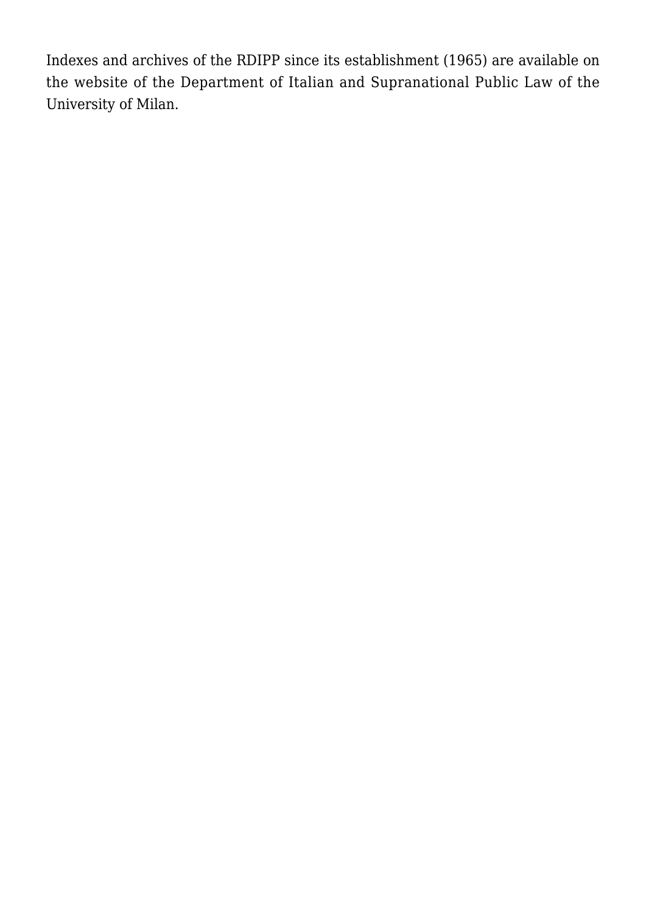Indexes and archives of the RDIPP since its establishment (1965) are available on the website of the Department of Italian and Supranational Public Law of the University of Milan.